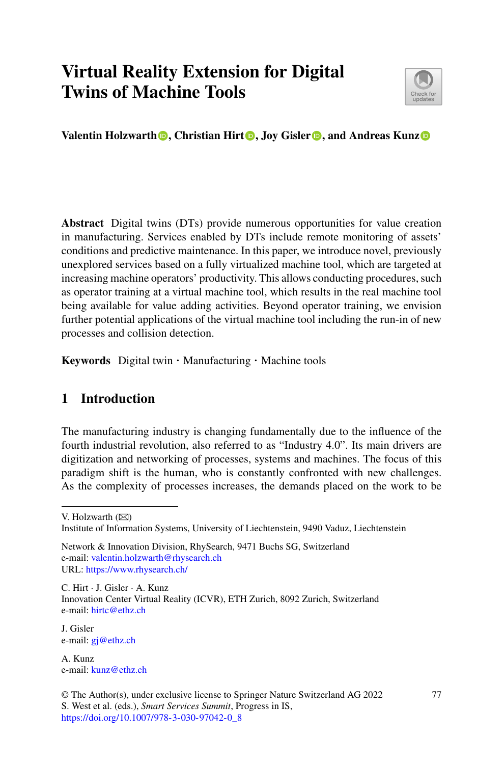# Virtual Reality Extension for Digital Twins of Machine Tools

**Valentin Holzwarth, Christian Hirt, Joy Gisler, and Andreas Kunz**

**Abstract** Digital twins (DTs) provide numerous opportunities for value creation in manufacturing. Services enabled by DTs include remote monitoring of assets' conditions and predictive maintenance. In this paper, we introduce novel, previously unexplored services based on a fully virtualized machine tool, which are targeted at increasing machine operators' productivity. This allows conducting procedures, such as operator training at a virtual machine tool, which results in the real machine tool being available for value adding activities. Beyond operator training, we envision further potential applications of the virtual machine tool including the run-in of new processes and collision detection.

**Keywords** Digital twin · Manufacturing · Machine tools

## 1 Introduction

The manufacturing industry is changing fundamentally due to the influence of the fourth industrial revolution, also referred to as "Industry 4.0". Its main drivers are digitization and networking of processes, systems and machines. The focus of this paradigm shift is the human, who is constantly confronted with new challenges. As the complexity of processes increases, the demands placed on the work to be

---

V. Holzwarth (✉)
Institute of Information Systems, University of Liechtenstein, 9490 Vaduz, Liechtenstein

Network & Innovation Division, RhySearch, 9471 Buchs SG, Switzerland
e-mail: valentin.holzwarth@rhysearch.ch
URL: https://www.rhysearch.ch/

C. Hirt · J. Gisler · A. Kunz
Innovation Center Virtual Reality (ICVR), ETH Zurich, 8092 Zurich, Switzerland
e-mail: hirtc@ethz.ch

J. Gisler
e-mail: gj@ethz.ch

A. Kunz
e-mail: kunz@ethz.ch

© The Author(s), under exclusive license to Springer Nature Switzerland AG 2022
S. West et al. (eds.), *Smart Services Summit*, Progress in IS,
https://doi.org/10.1007/978-3-030-97042-0_8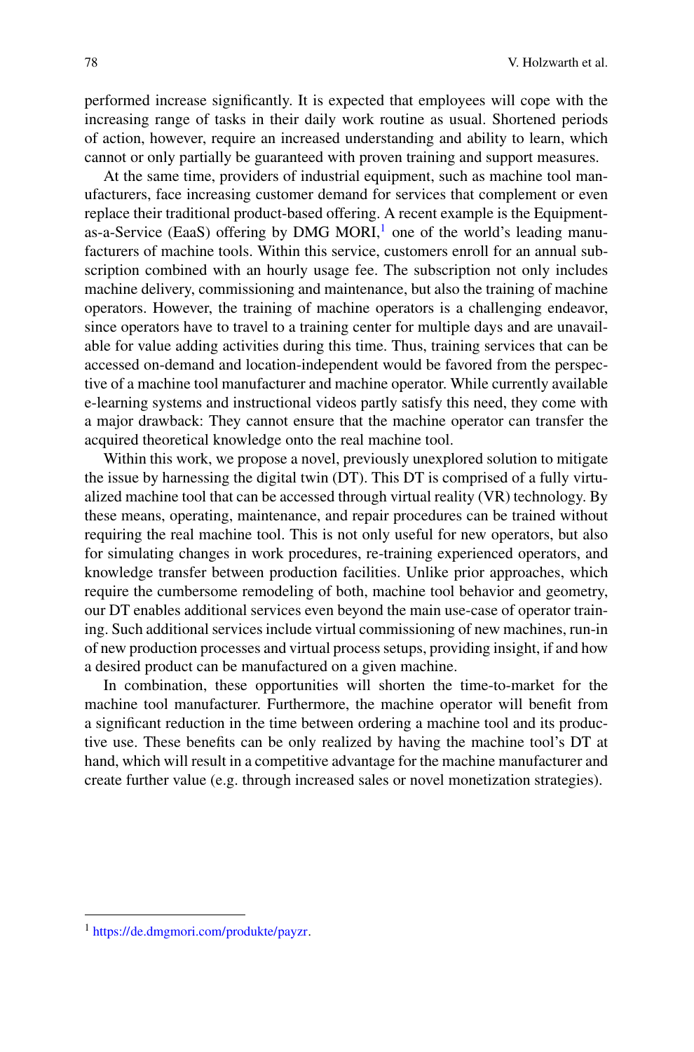performed increase significantly. It is expected that employees will cope with the increasing range of tasks in their daily work routine as usual. Shortened periods of action, however, require an increased understanding and ability to learn, which cannot or only partially be guaranteed with proven training and support measures.

At the same time, providers of industrial equipment, such as machine tool manufacturers, face increasing customer demand for services that complement or even replace their traditional product-based offering. A recent example is the Equipment-as-a-Service (EaaS) offering by DMG MORI,[1] one of the world's leading manufacturers of machine tools. Within this service, customers enroll for an annual subscription combined with an hourly usage fee. The subscription not only includes machine delivery, commissioning and maintenance, but also the training of machine operators. However, the training of machine operators is a challenging endeavor, since operators have to travel to a training center for multiple days and are unavailable for value adding activities during this time. Thus, training services that can be accessed on-demand and location-independent would be favored from the perspective of a machine tool manufacturer and machine operator. While currently available e-learning systems and instructional videos partly satisfy this need, they come with a major drawback: They cannot ensure that the machine operator can transfer the acquired theoretical knowledge onto the real machine tool.

Within this work, we propose a novel, previously unexplored solution to mitigate the issue by harnessing the digital twin (DT). This DT is comprised of a fully virtualized machine tool that can be accessed through virtual reality (VR) technology. By these means, operating, maintenance, and repair procedures can be trained without requiring the real machine tool. This is not only useful for new operators, but also for simulating changes in work procedures, re-training experienced operators, and knowledge transfer between production facilities. Unlike prior approaches, which require the cumbersome remodeling of both, machine tool behavior and geometry, our DT enables additional services even beyond the main use-case of operator training. Such additional services include virtual commissioning of new machines, run-in of new production processes and virtual process setups, providing insight, if and how a desired product can be manufactured on a given machine.

In combination, these opportunities will shorten the time-to-market for the machine tool manufacturer. Furthermore, the machine operator will benefit from a significant reduction in the time between ordering a machine tool and its productive use. These benefits can be only realized by having the machine tool's DT at hand, which will result in a competitive advantage for the machine manufacturer and create further value (e.g. through increased sales or novel monetization strategies).

---

[1] https://de.dmgmori.com/produkte/payzr.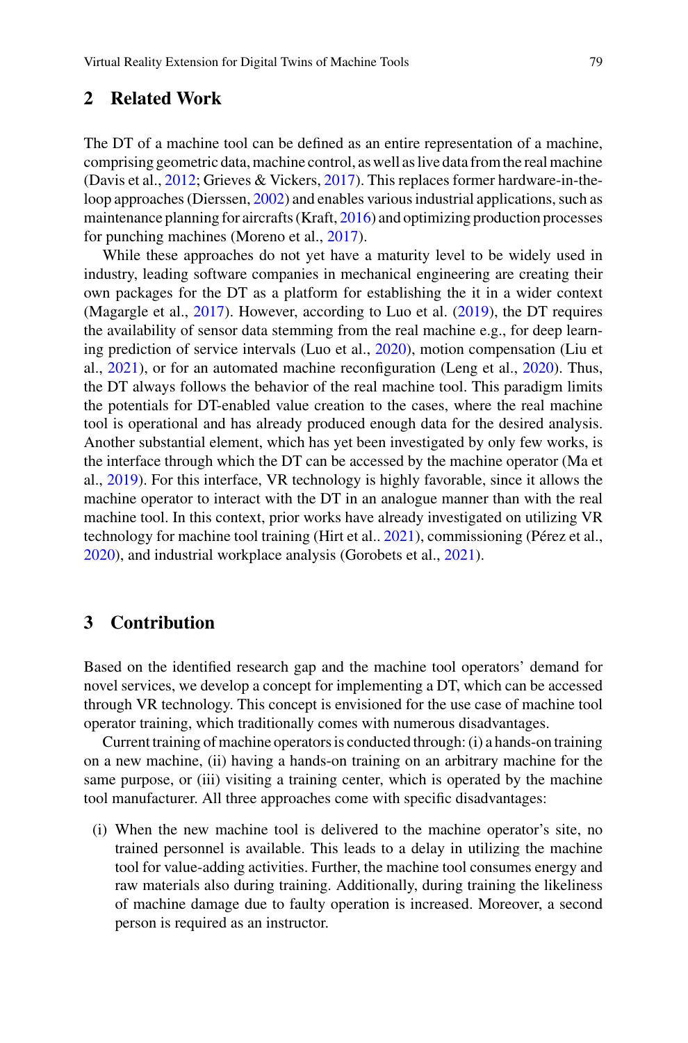## 2 Related Work

The DT of a machine tool can be defined as an entire representation of a machine, comprising geometric data, machine control, as well as live data from the real machine (Davis et al., 2012; Grieves & Vickers, 2017). This replaces former hardware-in-the-loop approaches (Dierssen, 2002) and enables various industrial applications, such as maintenance planning for aircrafts (Kraft, 2016) and optimizing production processes for punching machines (Moreno et al., 2017).

While these approaches do not yet have a maturity level to be widely used in industry, leading software companies in mechanical engineering are creating their own packages for the DT as a platform for establishing the it in a wider context (Magargle et al., 2017). However, according to Luo et al. (2019), the DT requires the availability of sensor data stemming from the real machine e.g., for deep learning prediction of service intervals (Luo et al., 2020), motion compensation (Liu et al., 2021), or for an automated machine reconfiguration (Leng et al., 2020). Thus, the DT always follows the behavior of the real machine tool. This paradigm limits the potentials for DT-enabled value creation to the cases, where the real machine tool is operational and has already produced enough data for the desired analysis. Another substantial element, which has yet been investigated by only few works, is the interface through which the DT can be accessed by the machine operator (Ma et al., 2019). For this interface, VR technology is highly favorable, since it allows the machine operator to interact with the DT in an analogue manner than with the real machine tool. In this context, prior works have already investigated on utilizing VR technology for machine tool training (Hirt et al.. 2021), commissioning (Pérez et al., 2020), and industrial workplace analysis (Gorobets et al., 2021).

## 3 Contribution

Based on the identified research gap and the machine tool operators' demand for novel services, we develop a concept for implementing a DT, which can be accessed through VR technology. This concept is envisioned for the use case of machine tool operator training, which traditionally comes with numerous disadvantages.

Current training of machine operators is conducted through: (i) a hands-on training on a new machine, (ii) having a hands-on training on an arbitrary machine for the same purpose, or (iii) visiting a training center, which is operated by the machine tool manufacturer. All three approaches come with specific disadvantages:

(i) When the new machine tool is delivered to the machine operator's site, no trained personnel is available. This leads to a delay in utilizing the machine tool for value-adding activities. Further, the machine tool consumes energy and raw materials also during training. Additionally, during training the likeliness of machine damage due to faulty operation is increased. Moreover, a second person is required as an instructor.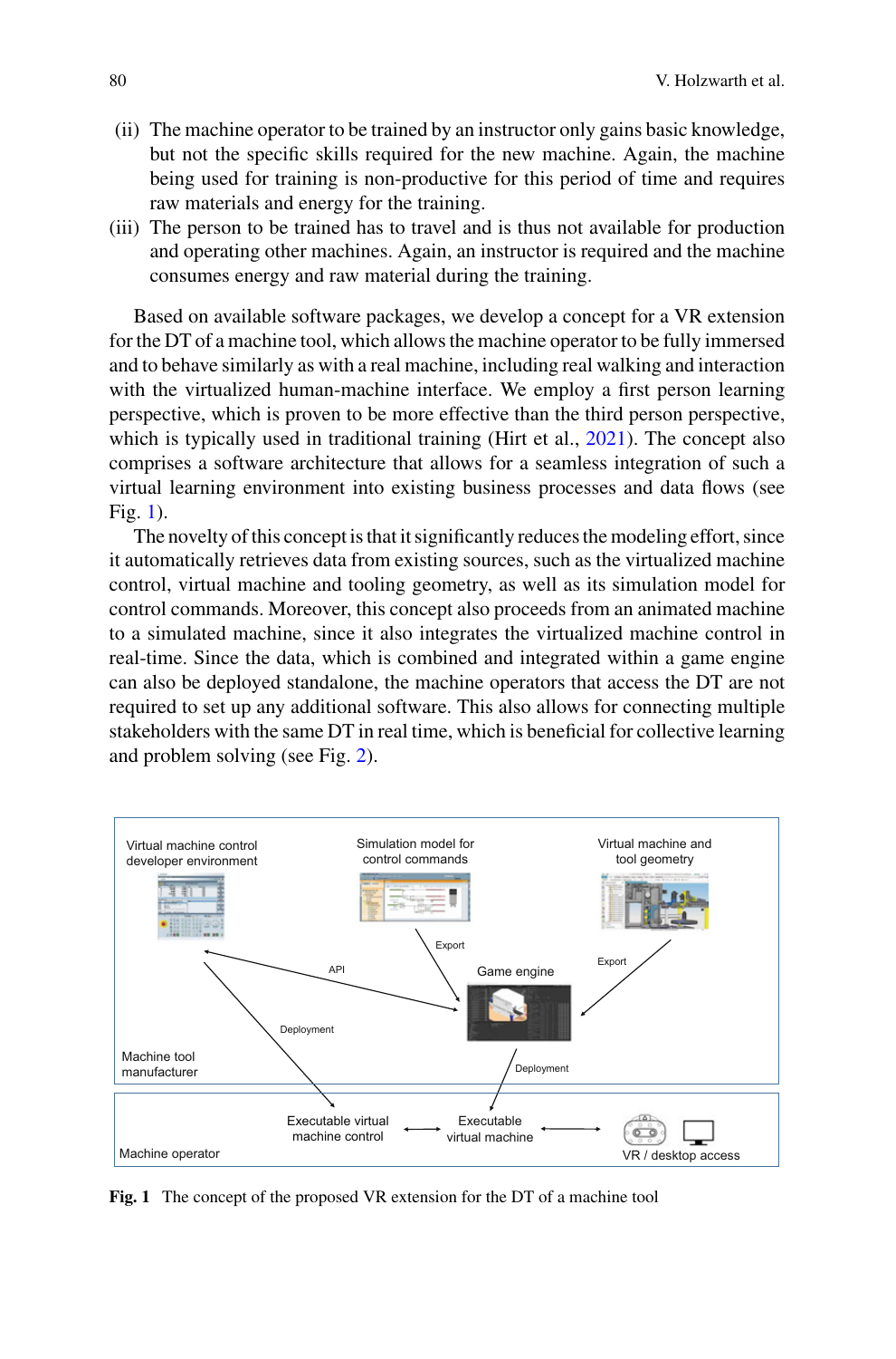(ii) The machine operator to be trained by an instructor only gains basic knowledge, but not the specific skills required for the new machine. Again, the machine being used for training is non-productive for this period of time and requires raw materials and energy for the training.

(iii) The person to be trained has to travel and is thus not available for production and operating other machines. Again, an instructor is required and the machine consumes energy and raw material during the training.

Based on available software packages, we develop a concept for a VR extension for the DT of a machine tool, which allows the machine operator to be fully immersed and to behave similarly as with a real machine, including real walking and interaction with the virtualized human-machine interface. We employ a first person learning perspective, which is proven to be more effective than the third person perspective, which is typically used in traditional training (Hirt et al., 2021). The concept also comprises a software architecture that allows for a seamless integration of such a virtual learning environment into existing business processes and data flows (see Fig. 1).

The novelty of this concept is that it significantly reduces the modeling effort, since it automatically retrieves data from existing sources, such as the virtualized machine control, virtual machine and tooling geometry, as well as its simulation model for control commands. Moreover, this concept also proceeds from an animated machine to a simulated machine, since it also integrates the virtualized machine control in real-time. Since the data, which is combined and integrated within a game engine can also be deployed standalone, the machine operators that access the DT are not required to set up any additional software. This also allows for connecting multiple stakeholders with the same DT in real time, which is beneficial for collective learning and problem solving (see Fig. 2).

**Fig. 1** The concept of the proposed VR extension for the DT of a machine tool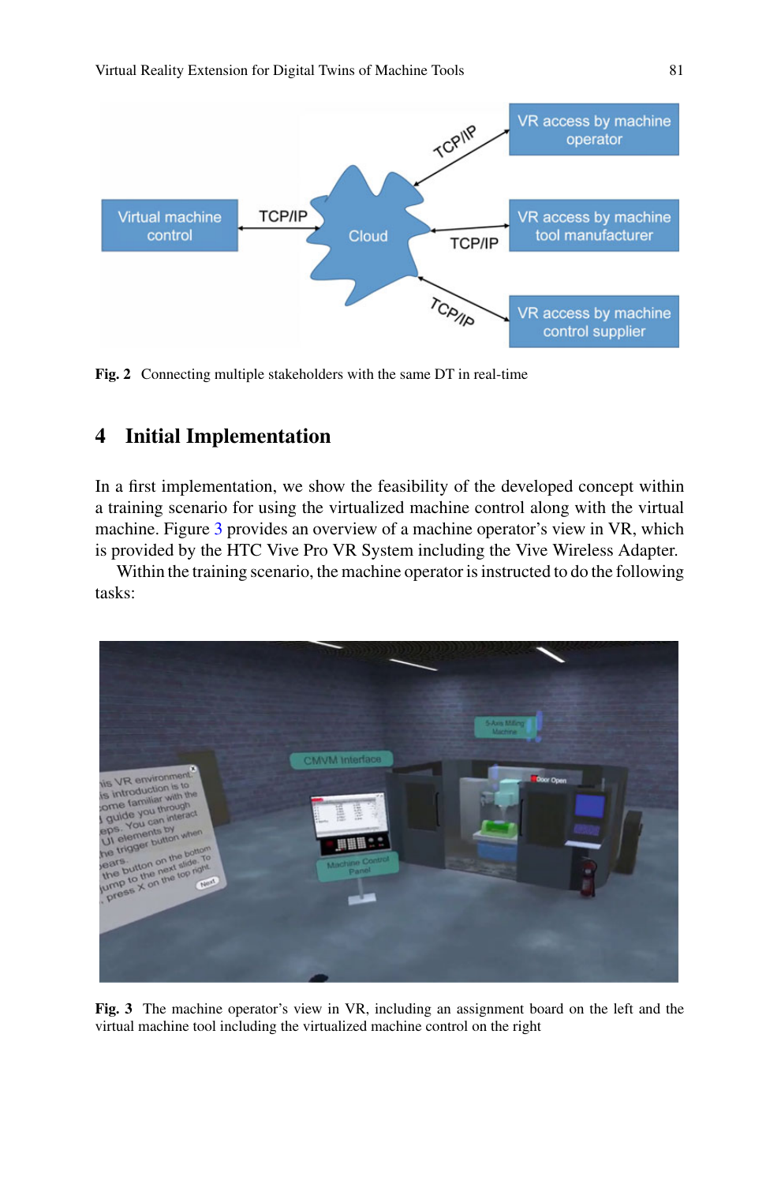Fig. 2 Connecting multiple stakeholders with the same DT in real-time

## 4 Initial Implementation

In a first implementation, we show the feasibility of the developed concept within a training scenario for using the virtualized machine control along with the virtual machine. Figure 3 provides an overview of a machine operator's view in VR, which is provided by the HTC Vive Pro VR System including the Vive Wireless Adapter.

Within the training scenario, the machine operator is instructed to do the following tasks:

Fig. 3 The machine operator's view in VR, including an assignment board on the left and the virtual machine tool including the virtualized machine control on the right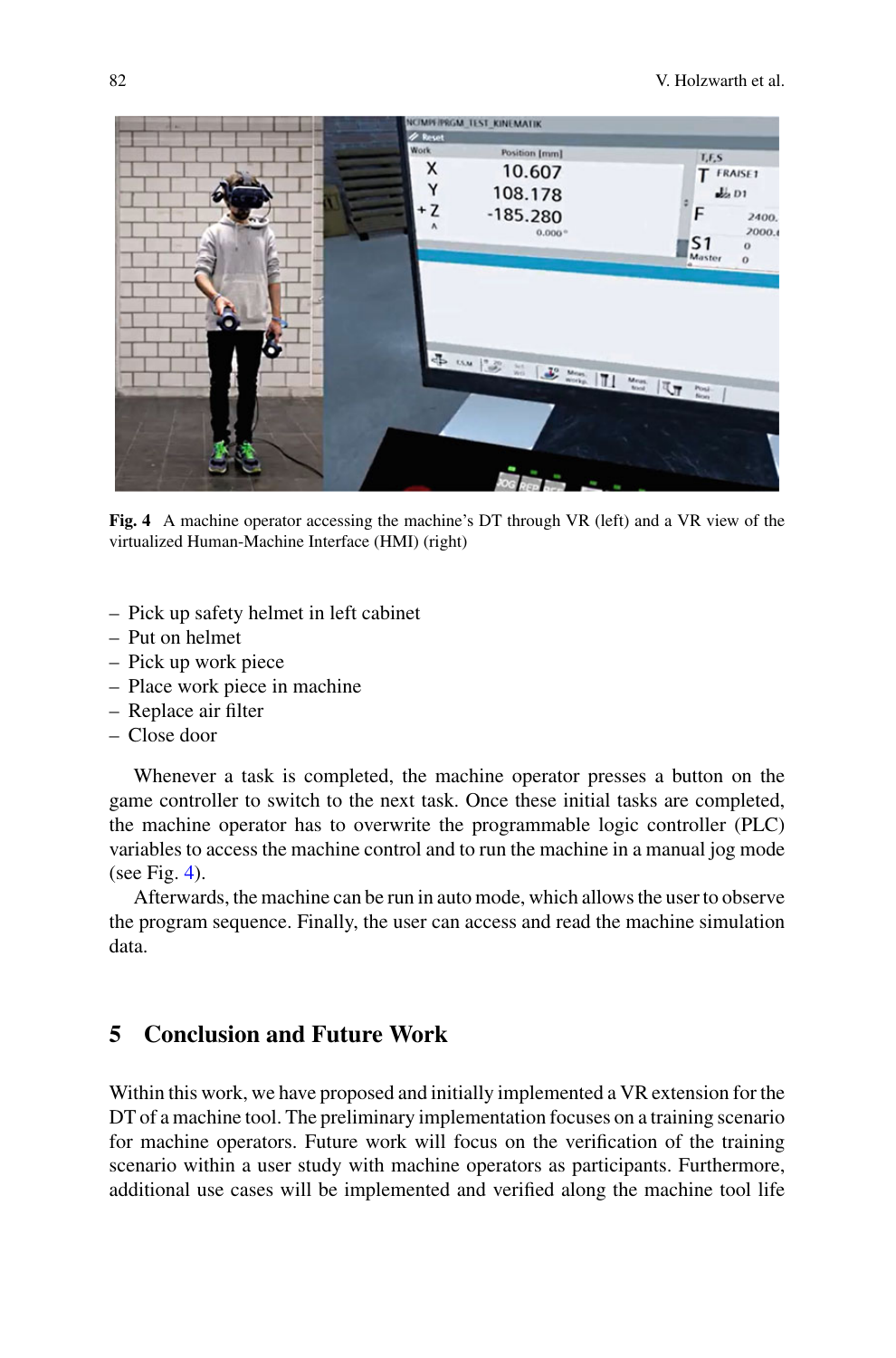Fig. 4 A machine operator accessing the machine's DT through VR (left) and a VR view of the virtualized Human-Machine Interface (HMI) (right)

– Pick up safety helmet in left cabinet
– Put on helmet
– Pick up work piece
– Place work piece in machine
– Replace air filter
– Close door

Whenever a task is completed, the machine operator presses a button on the game controller to switch to the next task. Once these initial tasks are completed, the machine operator has to overwrite the programmable logic controller (PLC) variables to access the machine control and to run the machine in a manual jog mode (see Fig. 4).

Afterwards, the machine can be run in auto mode, which allows the user to observe the program sequence. Finally, the user can access and read the machine simulation data.

## 5 Conclusion and Future Work

Within this work, we have proposed and initially implemented a VR extension for the DT of a machine tool. The preliminary implementation focuses on a training scenario for machine operators. Future work will focus on the verification of the training scenario within a user study with machine operators as participants. Furthermore, additional use cases will be implemented and verified along the machine tool life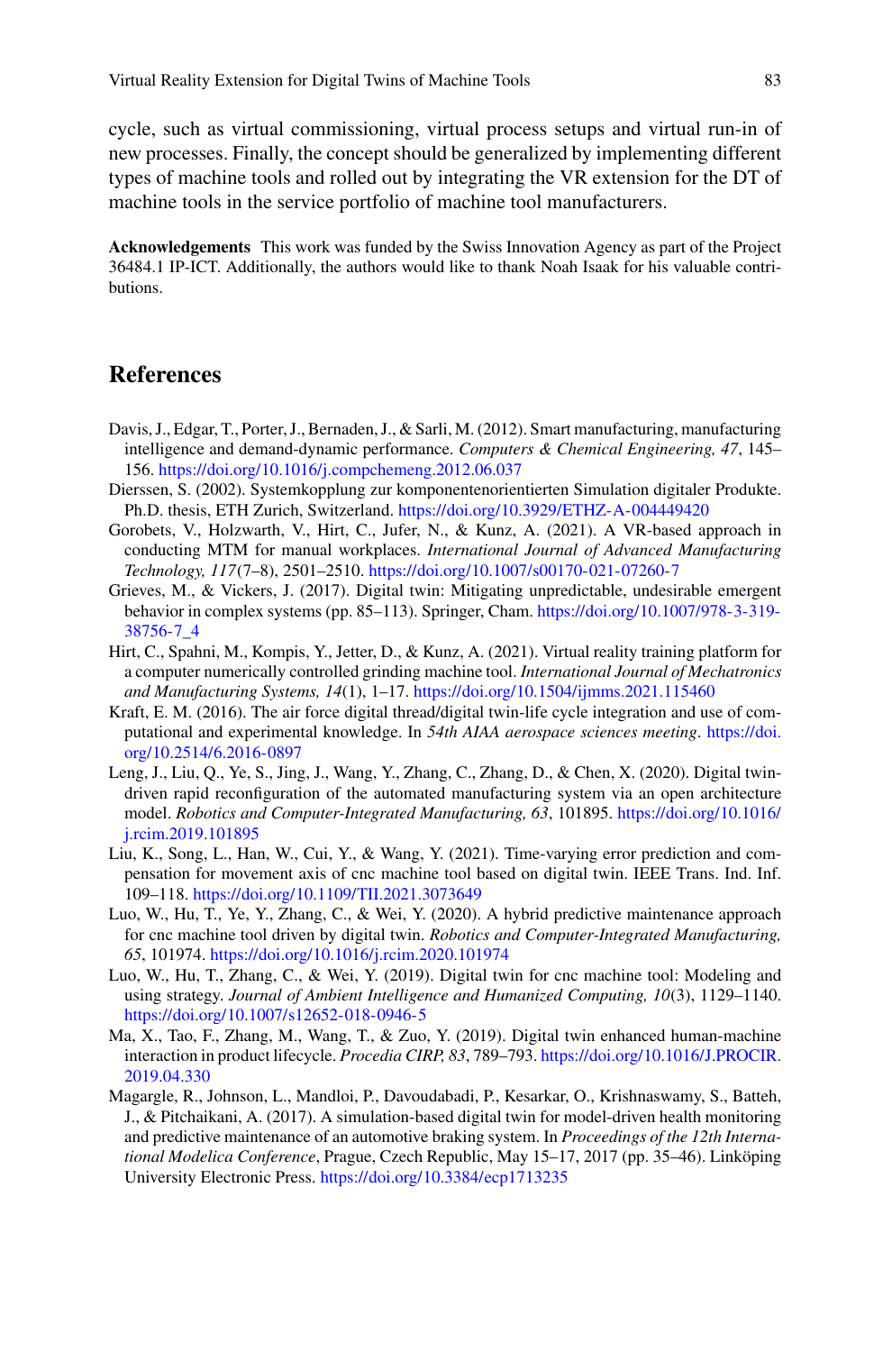cycle, such as virtual commissioning, virtual process setups and virtual run-in of new processes. Finally, the concept should be generalized by implementing different types of machine tools and rolled out by integrating the VR extension for the DT of machine tools in the service portfolio of machine tool manufacturers.

**Acknowledgements** This work was funded by the Swiss Innovation Agency as part of the Project 36484.1 IP-ICT. Additionally, the authors would like to thank Noah Isaak for his valuable contributions.

## References

Davis, J., Edgar, T., Porter, J., Bernaden, J., & Sarli, M. (2012). Smart manufacturing, manufacturing intelligence and demand-dynamic performance. *Computers & Chemical Engineering, 47*, 145–156. https://doi.org/10.1016/j.compchemeng.2012.06.037

Dierssen, S. (2002). Systemkopplung zur komponentenorientierten Simulation digitaler Produkte. Ph.D. thesis, ETH Zurich, Switzerland. https://doi.org/10.3929/ETHZ-A-004449420

Gorobets, V., Holzwarth, V., Hirt, C., Jufer, N., & Kunz, A. (2021). A VR-based approach in conducting MTM for manual workplaces. *International Journal of Advanced Manufacturing Technology, 117*(7–8), 2501–2510. https://doi.org/10.1007/s00170-021-07260-7

Grieves, M., & Vickers, J. (2017). Digital twin: Mitigating unpredictable, undesirable emergent behavior in complex systems (pp. 85–113). Springer, Cham. https://doi.org/10.1007/978-3-319-38756-7_4

Hirt, C., Spahni, M., Kompis, Y., Jetter, D., & Kunz, A. (2021). Virtual reality training platform for a computer numerically controlled grinding machine tool. *International Journal of Mechatronics and Manufacturing Systems, 14*(1), 1–17. https://doi.org/10.1504/ijmms.2021.115460

Kraft, E. M. (2016). The air force digital thread/digital twin-life cycle integration and use of computational and experimental knowledge. In *54th AIAA aerospace sciences meeting*. https://doi.org/10.2514/6.2016-0897

Leng, J., Liu, Q., Ye, S., Jing, J., Wang, Y., Zhang, C., Zhang, D., & Chen, X. (2020). Digital twin-driven rapid reconfiguration of the automated manufacturing system via an open architecture model. *Robotics and Computer-Integrated Manufacturing, 63*, 101895. https://doi.org/10.1016/j.rcim.2019.101895

Liu, K., Song, L., Han, W., Cui, Y., & Wang, Y. (2021). Time-varying error prediction and compensation for movement axis of cnc machine tool based on digital twin. IEEE Trans. Ind. Inf. 109–118. https://doi.org/10.1109/TII.2021.3073649

Luo, W., Hu, T., Ye, Y., Zhang, C., & Wei, Y. (2020). A hybrid predictive maintenance approach for cnc machine tool driven by digital twin. *Robotics and Computer-Integrated Manufacturing, 65*, 101974. https://doi.org/10.1016/j.rcim.2020.101974

Luo, W., Hu, T., Zhang, C., & Wei, Y. (2019). Digital twin for cnc machine tool: Modeling and using strategy. *Journal of Ambient Intelligence and Humanized Computing, 10*(3), 1129–1140. https://doi.org/10.1007/s12652-018-0946-5

Ma, X., Tao, F., Zhang, M., Wang, T., & Zuo, Y. (2019). Digital twin enhanced human-machine interaction in product lifecycle. *Procedia CIRP, 83*, 789–793. https://doi.org/10.1016/J.PROCIR.2019.04.330

Magargle, R., Johnson, L., Mandloi, P., Davoudabadi, P., Kesarkar, O., Krishnaswamy, S., Batteh, J., & Pitchaikani, A. (2017). A simulation-based digital twin for model-driven health monitoring and predictive maintenance of an automotive braking system. In *Proceedings of the 12th International Modelica Conference*, Prague, Czech Republic, May 15–17, 2017 (pp. 35–46). Linköping University Electronic Press. https://doi.org/10.3384/ecp1713235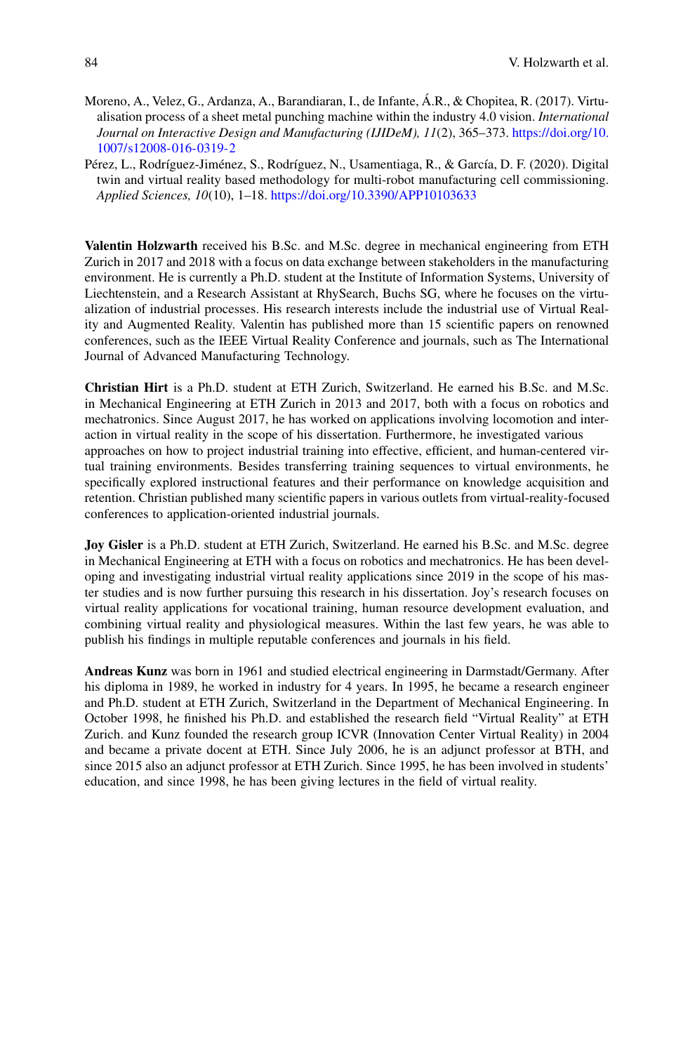Moreno, A., Velez, G., Ardanza, A., Barandiaran, I., de Infante, Á.R., & Chopitea, R. (2017). Virtualisation process of a sheet metal punching machine within the industry 4.0 vision. *International Journal on Interactive Design and Manufacturing (IJIDeM), 11*(2), 365–373. https://doi.org/10.1007/s12008-016-0319-2

Pérez, L., Rodríguez-Jiménez, S., Rodríguez, N., Usamentiaga, R., & García, D. F. (2020). Digital twin and virtual reality based methodology for multi-robot manufacturing cell commissioning. *Applied Sciences, 10*(10), 1–18. https://doi.org/10.3390/APP10103633

**Valentin Holzwarth** received his B.Sc. and M.Sc. degree in mechanical engineering from ETH Zurich in 2017 and 2018 with a focus on data exchange between stakeholders in the manufacturing environment. He is currently a Ph.D. student at the Institute of Information Systems, University of Liechtenstein, and a Research Assistant at RhySearch, Buchs SG, where he focuses on the virtualization of industrial processes. His research interests include the industrial use of Virtual Reality and Augmented Reality. Valentin has published more than 15 scientific papers on renowned conferences, such as the IEEE Virtual Reality Conference and journals, such as The International Journal of Advanced Manufacturing Technology.

**Christian Hirt** is a Ph.D. student at ETH Zurich, Switzerland. He earned his B.Sc. and M.Sc. in Mechanical Engineering at ETH Zurich in 2013 and 2017, both with a focus on robotics and mechatronics. Since August 2017, he has worked on applications involving locomotion and interaction in virtual reality in the scope of his dissertation. Furthermore, he investigated various approaches on how to project industrial training into effective, efficient, and human-centered virtual training environments. Besides transferring training sequences to virtual environments, he specifically explored instructional features and their performance on knowledge acquisition and retention. Christian published many scientific papers in various outlets from virtual-reality-focused conferences to application-oriented industrial journals.

**Joy Gisler** is a Ph.D. student at ETH Zurich, Switzerland. He earned his B.Sc. and M.Sc. degree in Mechanical Engineering at ETH with a focus on robotics and mechatronics. He has been developing and investigating industrial virtual reality applications since 2019 in the scope of his master studies and is now further pursuing this research in his dissertation. Joy's research focuses on virtual reality applications for vocational training, human resource development evaluation, and combining virtual reality and physiological measures. Within the last few years, he was able to publish his findings in multiple reputable conferences and journals in his field.

**Andreas Kunz** was born in 1961 and studied electrical engineering in Darmstadt/Germany. After his diploma in 1989, he worked in industry for 4 years. In 1995, he became a research engineer and Ph.D. student at ETH Zurich, Switzerland in the Department of Mechanical Engineering. In October 1998, he finished his Ph.D. and established the research field "Virtual Reality" at ETH Zurich. and Kunz founded the research group ICVR (Innovation Center Virtual Reality) in 2004 and became a private docent at ETH. Since July 2006, he is an adjunct professor at BTH, and since 2015 also an adjunct professor at ETH Zurich. Since 1995, he has been involved in students' education, and since 1998, he has been giving lectures in the field of virtual reality.